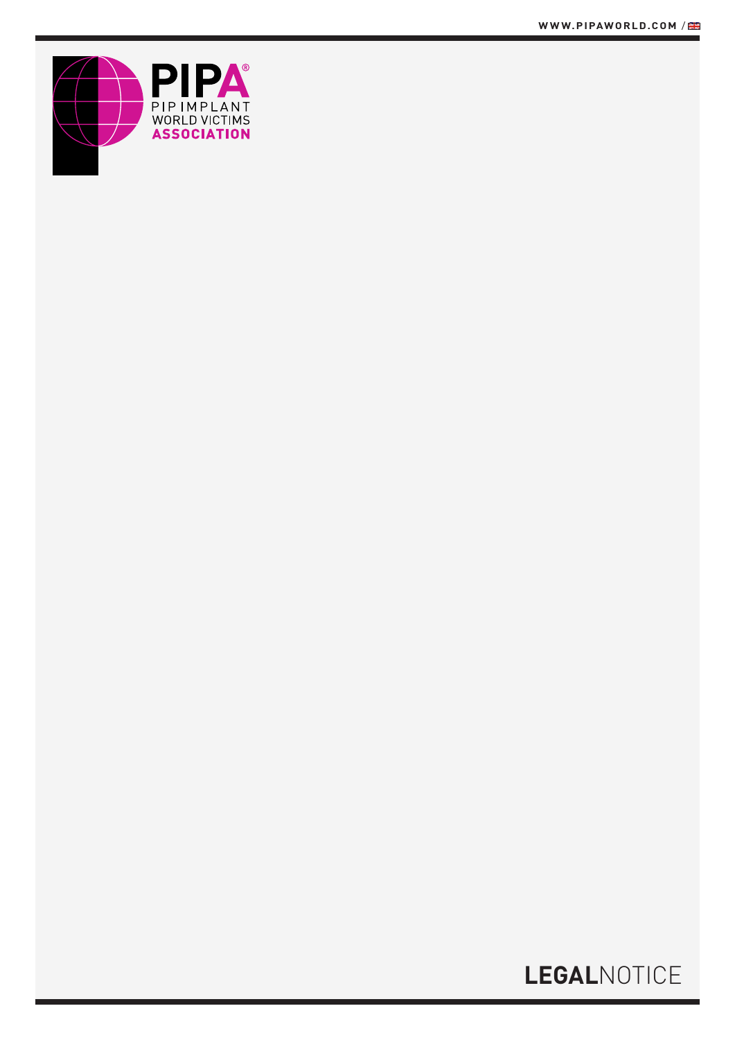WWW.PIPAWORLD.COM

PIPA®

PIP IMPLANT WORLD VICTIMS ASSOCIATION

# LEGALNOTICE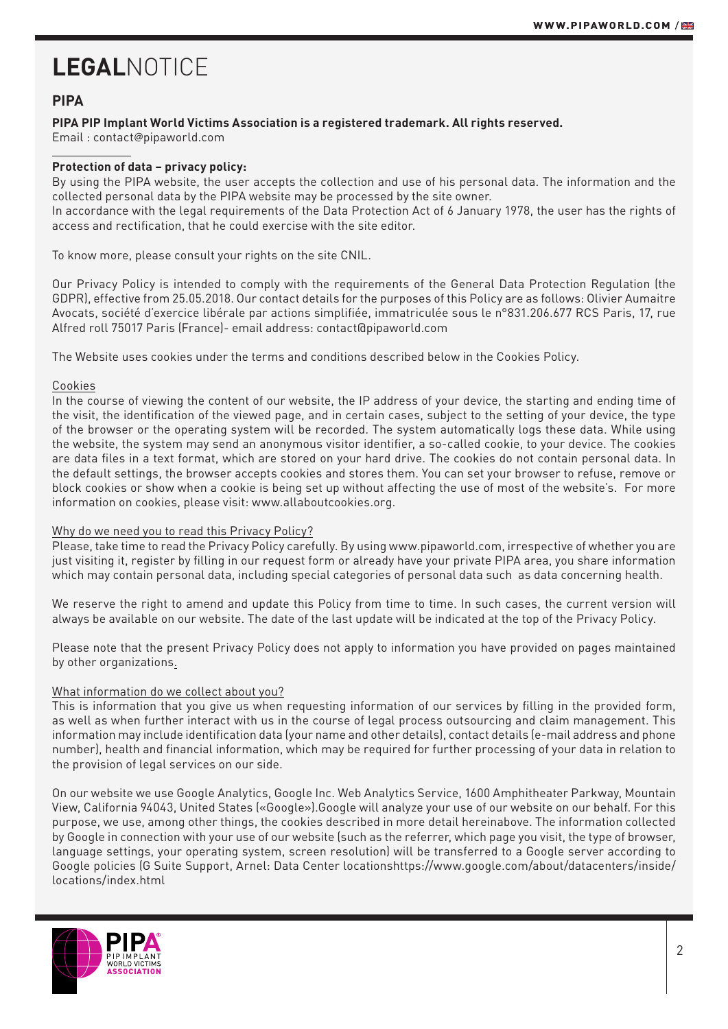# LEGALNOTICE

## PIPA

**PIPA PIP Implant World Victims Association is a registered trademark. All rights reserved.**
Email : contact@pipaworld.com

---

**Protection of data – privacy policy:**

By using the PIPA website, the user accepts the collection and use of his personal data. The information and the collected personal data by the PIPA website may be processed by the site owner.
In accordance with the legal requirements of the Data Protection Act of 6 January 1978, the user has the rights of access and rectification, that he could exercise with the site editor.

To know more, please consult your rights on the site CNIL.

Our Privacy Policy is intended to comply with the requirements of the General Data Protection Regulation (the GDPR), effective from 25.05.2018. Our contact details for the purposes of this Policy are as follows: Olivier Aumaitre Avocats, société d'exercice libérale par actions simplifiée, immatriculée sous le n°831.206.677 RCS Paris, 17, rue Alfred roll 75017 Paris (France)- email address: contact@pipaworld.com

The Website uses cookies under the terms and conditions described below in the Cookies Policy.

Cookies

In the course of viewing the content of our website, the IP address of your device, the starting and ending time of the visit, the identification of the viewed page, and in certain cases, subject to the setting of your device, the type of the browser or the operating system will be recorded. The system automatically logs these data. While using the website, the system may send an anonymous visitor identifier, a so-called cookie, to your device. The cookies are data files in a text format, which are stored on your hard drive. The cookies do not contain personal data. In the default settings, the browser accepts cookies and stores them. You can set your browser to refuse, remove or block cookies or show when a cookie is being set up without affecting the use of most of the website's. For more information on cookies, please visit: www.allaboutcookies.org.

Why do we need you to read this Privacy Policy?

Please, take time to read the Privacy Policy carefully. By using www.pipaworld.com, irrespective of whether you are just visiting it, register by filling in our request form or already have your private PIPA area, you share information which may contain personal data, including special categories of personal data such as data concerning health.

We reserve the right to amend and update this Policy from time to time. In such cases, the current version will always be available on our website. The date of the last update will be indicated at the top of the Privacy Policy.

Please note that the present Privacy Policy does not apply to information you have provided on pages maintained by other organizations.

What information do we collect about you?

This is information that you give us when requesting information of our services by filling in the provided form, as well as when further interact with us in the course of legal process outsourcing and claim management. This information may include identification data (your name and other details), contact details (e-mail address and phone number), health and financial information, which may be required for further processing of your data in relation to the provision of legal services on our side.

On our website we use Google Analytics, Google Inc. Web Analytics Service, 1600 Amphitheater Parkway, Mountain View, California 94043, United States («Google»).Google will analyze your use of our website on our behalf. For this purpose, we use, among other things, the cookies described in more detail hereinabove. The information collected by Google in connection with your use of our website (such as the referrer, which page you visit, the type of browser, language settings, your operating system, screen resolution) will be transferred to a Google server according to Google policies (G Suite Support, Arnel: Data Center locationshttps://www.google.com/about/datacenters/inside/locations/index.html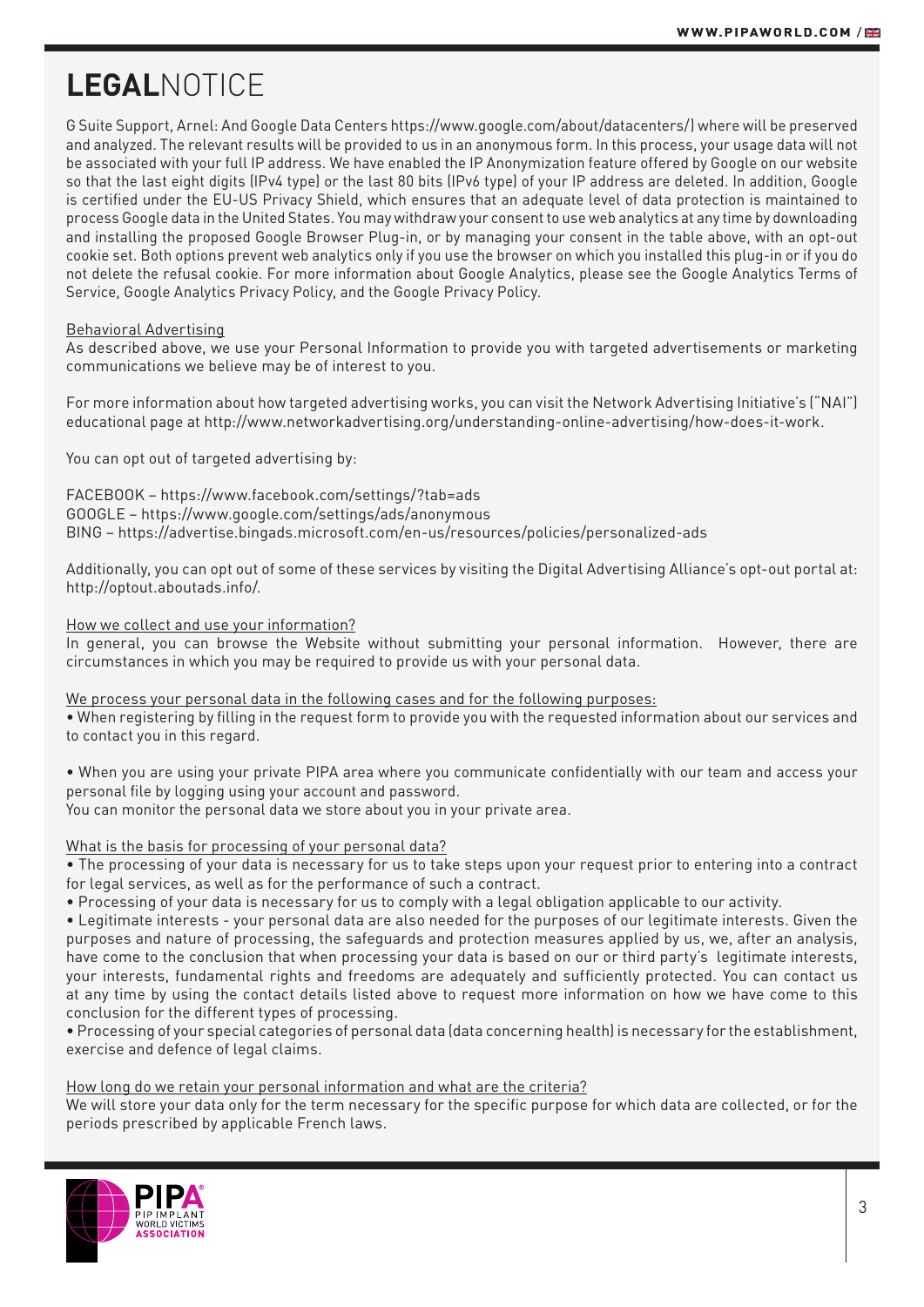# LEGALNOTICE

G Suite Support, Arnel: And Google Data Centers https://www.google.com/about/datacenters/) where will be preserved and analyzed. The relevant results will be provided to us in an anonymous form. In this process, your usage data will not be associated with your full IP address. We have enabled the IP Anonymization feature offered by Google on our website so that the last eight digits (IPv4 type) or the last 80 bits (IPv6 type) of your IP address are deleted. In addition, Google is certified under the EU-US Privacy Shield, which ensures that an adequate level of data protection is maintained to process Google data in the United States. You may withdraw your consent to use web analytics at any time by downloading and installing the proposed Google Browser Plug-in, or by managing your consent in the table above, with an opt-out cookie set. Both options prevent web analytics only if you use the browser on which you installed this plug-in or if you do not delete the refusal cookie. For more information about Google Analytics, please see the Google Analytics Terms of Service, Google Analytics Privacy Policy, and the Google Privacy Policy.

Behavioral Advertising

As described above, we use your Personal Information to provide you with targeted advertisements or marketing communications we believe may be of interest to you.

For more information about how targeted advertising works, you can visit the Network Advertising Initiative's ("NAI") educational page at http://www.networkadvertising.org/understanding-online-advertising/how-does-it-work.

You can opt out of targeted advertising by:

FACEBOOK – https://www.facebook.com/settings/?tab=ads
GOOGLE – https://www.google.com/settings/ads/anonymous
BING – https://advertise.bingads.microsoft.com/en-us/resources/policies/personalized-ads

Additionally, you can opt out of some of these services by visiting the Digital Advertising Alliance's opt-out portal at: http://optout.aboutads.info/.

How we collect and use your information?

In general, you can browse the Website without submitting your personal information. However, there are circumstances in which you may be required to provide us with your personal data.

We process your personal data in the following cases and for the following purposes:

• When registering by filling in the request form to provide you with the requested information about our services and to contact you in this regard.

• When you are using your private PIPA area where you communicate confidentially with our team and access your personal file by logging using your account and password.
You can monitor the personal data we store about you in your private area.

What is the basis for processing of your personal data?

• The processing of your data is necessary for us to take steps upon your request prior to entering into a contract for legal services, as well as for the performance of such a contract.
• Processing of your data is necessary for us to comply with a legal obligation applicable to our activity.
• Legitimate interests - your personal data are also needed for the purposes of our legitimate interests. Given the purposes and nature of processing, the safeguards and protection measures applied by us, we, after an analysis, have come to the conclusion that when processing your data is based on our or third party's legitimate interests, your interests, fundamental rights and freedoms are adequately and sufficiently protected. You can contact us at any time by using the contact details listed above to request more information on how we have come to this conclusion for the different types of processing.
• Processing of your special categories of personal data (data concerning health) is necessary for the establishment, exercise and defence of legal claims.

How long do we retain your personal information and what are the criteria?

We will store your data only for the term necessary for the specific purpose for which data are collected, or for the periods prescribed by applicable French laws.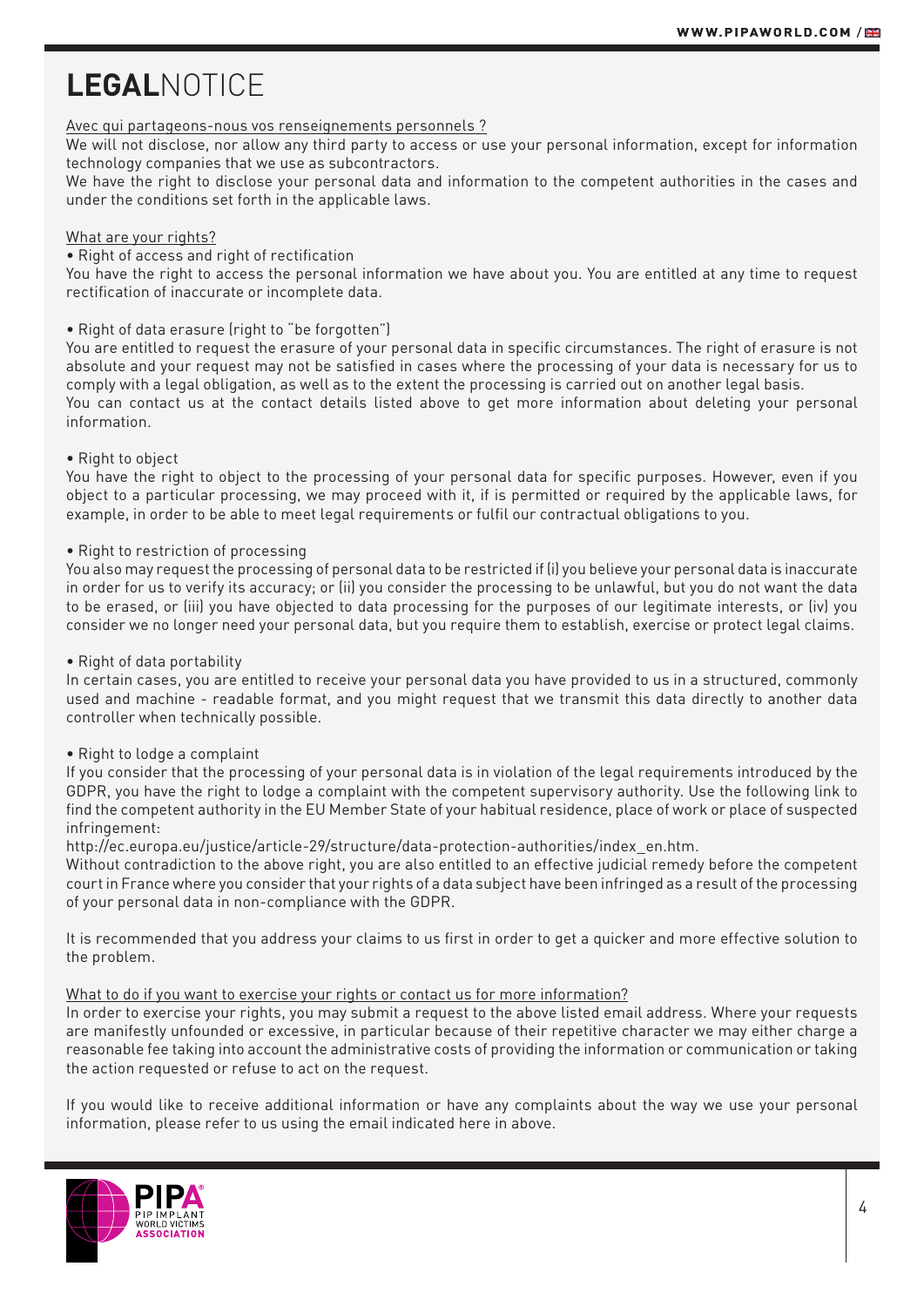# LEGALNOTICE

Avec qui partageons-nous vos renseignements personnels ?

We will not disclose, nor allow any third party to access or use your personal information, except for information technology companies that we use as subcontractors.

We have the right to disclose your personal data and information to the competent authorities in the cases and under the conditions set forth in the applicable laws.

What are your rights?

- Right of access and right of rectification

You have the right to access the personal information we have about you. You are entitled at any time to request rectification of inaccurate or incomplete data.

- Right of data erasure (right to "be forgotten")

You are entitled to request the erasure of your personal data in specific circumstances. The right of erasure is not absolute and your request may not be satisfied in cases where the processing of your data is necessary for us to comply with a legal obligation, as well as to the extent the processing is carried out on another legal basis.

You can contact us at the contact details listed above to get more information about deleting your personal information.

- Right to object

You have the right to object to the processing of your personal data for specific purposes. However, even if you object to a particular processing, we may proceed with it, if is permitted or required by the applicable laws, for example, in order to be able to meet legal requirements or fulfil our contractual obligations to you.

- Right to restriction of processing

You also may request the processing of personal data to be restricted if (i) you believe your personal data is inaccurate in order for us to verify its accuracy; or (ii) you consider the processing to be unlawful, but you do not want the data to be erased, or (iii) you have objected to data processing for the purposes of our legitimate interests, or (iv) you consider we no longer need your personal data, but you require them to establish, exercise or protect legal claims.

- Right of data portability

In certain cases, you are entitled to receive your personal data you have provided to us in a structured, commonly used and machine - readable format, and you might request that we transmit this data directly to another data controller when technically possible.

- Right to lodge a complaint

If you consider that the processing of your personal data is in violation of the legal requirements introduced by the GDPR, you have the right to lodge a complaint with the competent supervisory authority. Use the following link to find the competent authority in the EU Member State of your habitual residence, place of work or place of suspected infringement:

http://ec.europa.eu/justice/article-29/structure/data-protection-authorities/index_en.htm.

Without contradiction to the above right, you are also entitled to an effective judicial remedy before the competent court in France where you consider that your rights of a data subject have been infringed as a result of the processing of your personal data in non-compliance with the GDPR.

It is recommended that you address your claims to us first in order to get a quicker and more effective solution to the problem.

What to do if you want to exercise your rights or contact us for more information?

In order to exercise your rights, you may submit a request to the above listed email address. Where your requests are manifestly unfounded or excessive, in particular because of their repetitive character we may either charge a reasonable fee taking into account the administrative costs of providing the information or communication or taking the action requested or refuse to act on the request.

If you would like to receive additional information or have any complaints about the way we use your personal information, please refer to us using the email indicated here in above.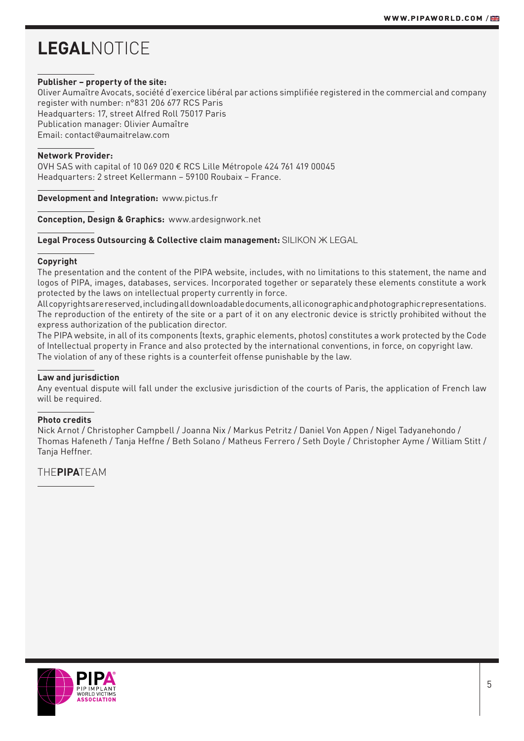# **LEGAL**NOTICE

**Publisher – property of the site:**
Oliver Aumaître Avocats, société d'exercice libéral par actions simplifiée registered in the commercial and company register with number: n°831 206 677 RCS Paris
Headquarters: 17, street Alfred Roll 75017 Paris
Publication manager: Olivier Aumaître
Email: contact@aumaitrelaw.com

**Network Provider:**
OVH SAS with capital of 10 069 020 € RCS Lille Métropole 424 761 419 00045
Headquarters: 2 street Kellermann – 59100 Roubaix – France.

**Development and Integration:** www.pictus.fr

**Conception, Design & Graphics:** www.ardesignwork.net

**Legal Process Outsourcing & Collective claim management:** SILIKON ✕ LEGAL

**Copyright**
The presentation and the content of the PIPA website, includes, with no limitations to this statement, the name and logos of PIPA, images, databases, services. Incorporated together or separately these elements constitute a work protected by the laws on intellectual property currently in force.
All copyrights are reserved, including all downloadable documents, all iconographic and photographic representations. The reproduction of the entirety of the site or a part of it on any electronic device is strictly prohibited without the express authorization of the publication director.
The PIPA website, in all of its components (texts, graphic elements, photos) constitutes a work protected by the Code of Intellectual property in France and also protected by the international conventions, in force, on copyright law.
The violation of any of these rights is a counterfeit offense punishable by the law.

**Law and jurisdiction**
Any eventual dispute will fall under the exclusive jurisdiction of the courts of Paris, the application of French law will be required.

**Photo credits**
Nick Arnot / Christopher Campbell / Joanna Nix / Markus Petritz / Daniel Von Appen / Nigel Tadyanehondo / Thomas Hafeneth / Tanja Heffne / Beth Solano / Matheus Ferrero / Seth Doyle / Christopher Ayme / William Stitt / Tanja Heffner.

THE**PIPA**TEAM